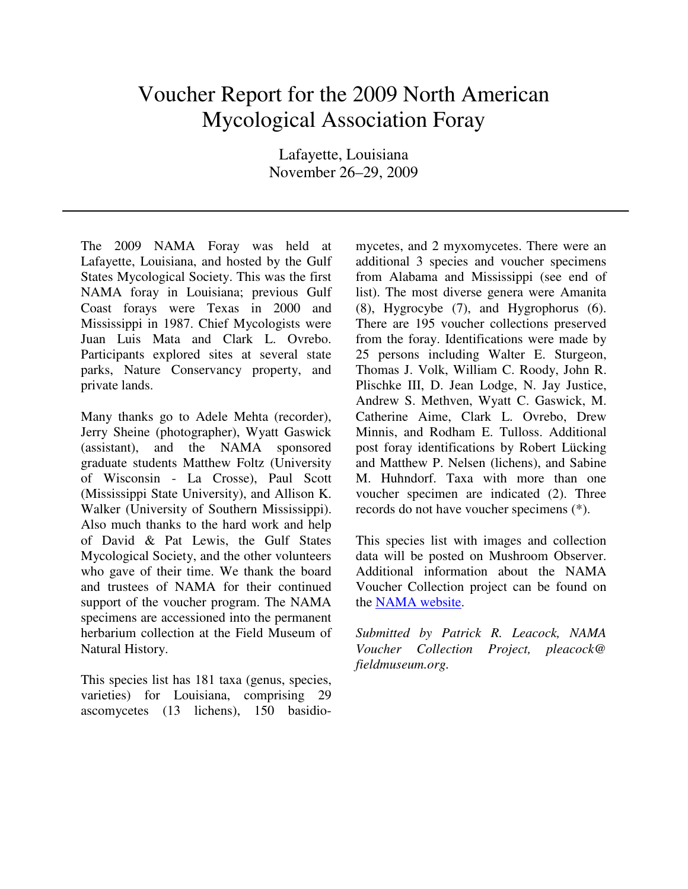# Voucher Report for the 2009 North American Mycological Association Foray

Lafayette, Louisiana
November 26–29, 2009

---

The 2009 NAMA Foray was held at Lafayette, Louisiana, and hosted by the Gulf States Mycological Society. This was the first NAMA foray in Louisiana; previous Gulf Coast forays were Texas in 2000 and Mississippi in 1987. Chief Mycologists were Juan Luis Mata and Clark L. Ovrebo. Participants explored sites at several state parks, Nature Conservancy property, and private lands.

Many thanks go to Adele Mehta (recorder), Jerry Sheine (photographer), Wyatt Gaswick (assistant), and the NAMA sponsored graduate students Matthew Foltz (University of Wisconsin - La Crosse), Paul Scott (Mississippi State University), and Allison K. Walker (University of Southern Mississippi). Also much thanks to the hard work and help of David & Pat Lewis, the Gulf States Mycological Society, and the other volunteers who gave of their time. We thank the board and trustees of NAMA for their continued support of the voucher program. The NAMA specimens are accessioned into the permanent herbarium collection at the Field Museum of Natural History.

This species list has 181 taxa (genus, species, varieties) for Louisiana, comprising 29 ascomycetes (13 lichens), 150 basidiomycetes, and 2 myxomycetes. There were an additional 3 species and voucher specimens from Alabama and Mississippi (see end of list). The most diverse genera were Amanita (8), Hygrocybe (7), and Hygrophorus (6). There are 195 voucher collections preserved from the foray. Identifications were made by 25 persons including Walter E. Sturgeon, Thomas J. Volk, William C. Roody, John R. Plischke III, D. Jean Lodge, N. Jay Justice, Andrew S. Methven, Wyatt C. Gaswick, M. Catherine Aime, Clark L. Ovrebo, Drew Minnis, and Rodham E. Tulloss. Additional post foray identifications by Robert Lücking and Matthew P. Nelsen (lichens), and Sabine M. Huhndorf. Taxa with more than one voucher specimen are indicated (2). Three records do not have voucher specimens (*).

This species list with images and collection data will be posted on Mushroom Observer. Additional information about the NAMA Voucher Collection project can be found on the NAMA website.

*Submitted by Patrick R. Leacock, NAMA Voucher Collection Project, pleacock@fieldmuseum.org.*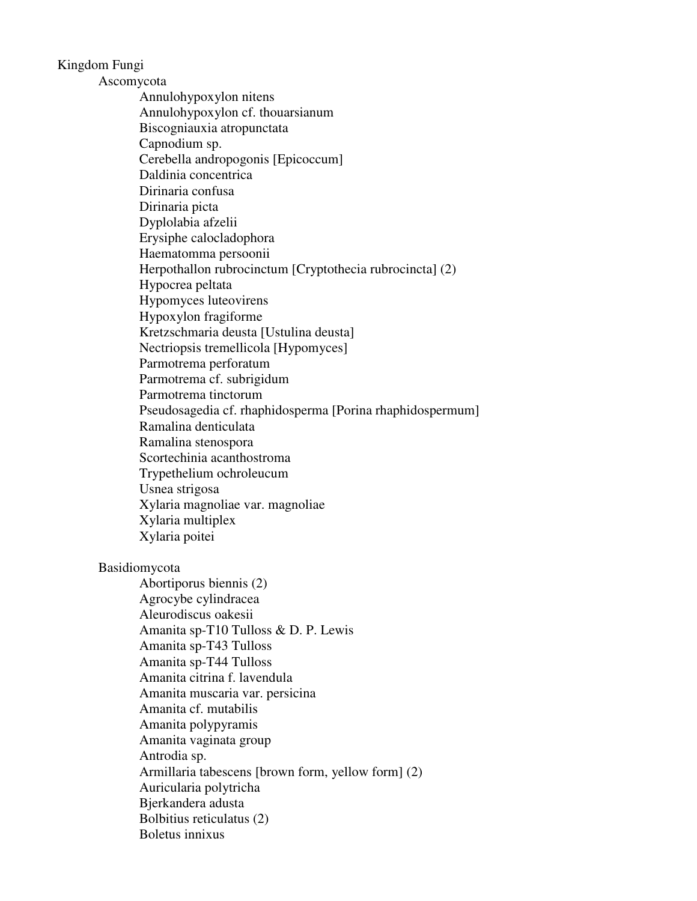Kingdom Fungi

Ascomycota

- Annulohypoxylon nitens
- Annulohypoxylon cf. thouarsianum
- Biscogniauxia atropunctata
- Capnodium sp.
- Cerebella andropogonis [Epicoccum]
- Daldinia concentrica
- Dirinaria confusa
- Dirinaria picta
- Dyplolabia afzelii
- Erysiphe calocladophora
- Haematomma persoonii
- Herpothallon rubrocinctum [Cryptothecia rubrocincta] (2)
- Hypocrea peltata
- Hypomyces luteovirens
- Hypoxylon fragiforme
- Kretzschmaria deusta [Ustulina deusta]
- Nectriopsis tremellicola [Hypomyces]
- Parmotrema perforatum
- Parmotrema cf. subrigidum
- Parmotrema tinctorum
- Pseudosagedia cf. rhaphidosperma [Porina rhaphidospermum]
- Ramalina denticulata
- Ramalina stenospora
- Scortechinia acanthostroma
- Trypethelium ochroleucum
- Usnea strigosa
- Xylaria magnoliae var. magnoliae
- Xylaria multiplex
- Xylaria poitei

Basidiomycota

- Abortiporus biennis (2)
- Agrocybe cylindracea
- Aleurodiscus oakesii
- Amanita sp-T10 Tulloss & D. P. Lewis
- Amanita sp-T43 Tulloss
- Amanita sp-T44 Tulloss
- Amanita citrina f. lavendula
- Amanita muscaria var. persicina
- Amanita cf. mutabilis
- Amanita polypyramis
- Amanita vaginata group
- Antrodia sp.
- Armillaria tabescens [brown form, yellow form] (2)
- Auricularia polytricha
- Bjerkandera adusta
- Bolbitius reticulatus (2)
- Boletus innixus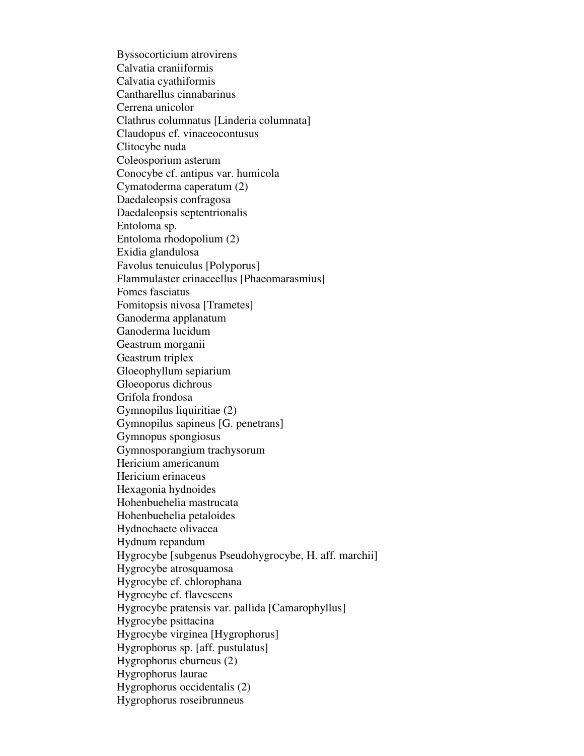Byssocorticium atrovirens
Calvatia craniiformis
Calvatia cyathiformis
Cantharellus cinnabarinus
Cerrena unicolor
Clathrus columnatus [Linderia columnata]
Claudopus cf. vinaceocontusus
Clitocybe nuda
Coleosporium asterum
Conocybe cf. antipus var. humicola
Cymatoderma caperatum (2)
Daedaleopsis confragosa
Daedaleopsis septentrionalis
Entoloma sp.
Entoloma rhodopolium (2)
Exidia glandulosa
Favolus tenuiculus [Polyporus]
Flammulaster erinaceellus [Phaeomarasmius]
Fomes fasciatus
Fomitopsis nivosa [Trametes]
Ganoderma applanatum
Ganoderma lucidum
Geastrum morganii
Geastrum triplex
Gloeophyllum sepiarium
Gloeoporus dichrous
Grifola frondosa
Gymnopilus liquiritiae (2)
Gymnopilus sapineus [G. penetrans]
Gymnopus spongiosus
Gymnosporangium trachysorum
Hericium americanum
Hericium erinaceus
Hexagonia hydnoides
Hohenbuehelia mastrucata
Hohenbuehelia petaloides
Hydnochaete olivacea
Hydnum repandum
Hygrocybe [subgenus Pseudohygrocybe, H. aff. marchii]
Hygrocybe atrosquamosa
Hygrocybe cf. chlorophana
Hygrocybe cf. flavescens
Hygrocybe pratensis var. pallida [Camarophyllus]
Hygrocybe psittacina
Hygrocybe virginea [Hygrophorus]
Hygrophorus sp. [aff. pustulatus]
Hygrophorus eburneus (2)
Hygrophorus laurae
Hygrophorus occidentalis (2)
Hygrophorus roseibrunneus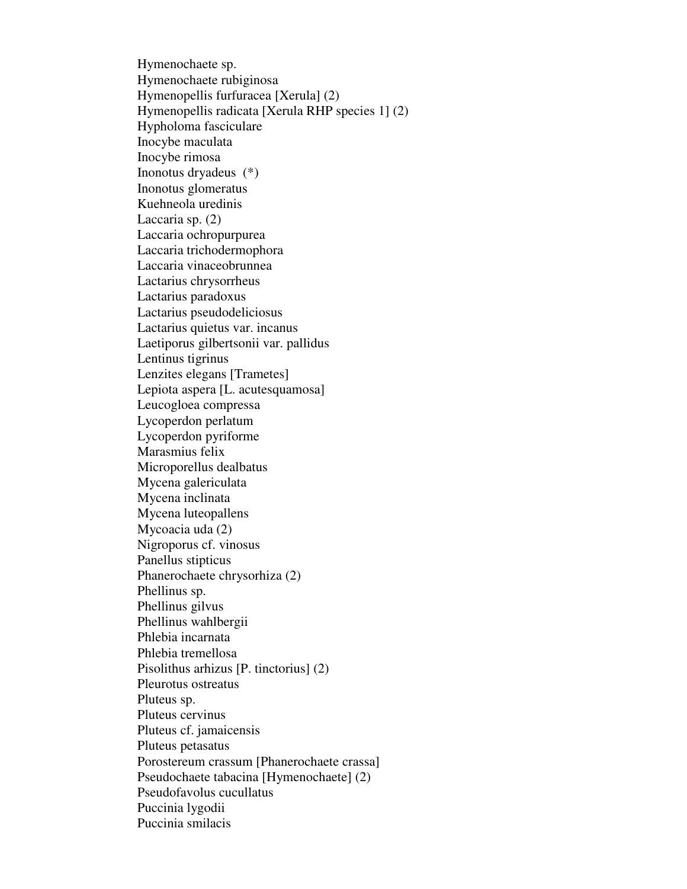Hymenochaete sp.
Hymenochaete rubiginosa
Hymenopellis furfuracea [Xerula] (2)
Hymenopellis radicata [Xerula RHP species 1] (2)
Hypholoma fasciculare
Inocybe maculata
Inocybe rimosa
Inonotus dryadeus (*)
Inonotus glomeratus
Kuehneola uredinis
Laccaria sp. (2)
Laccaria ochropurpurea
Laccaria trichodermophora
Laccaria vinaceobrunnea
Lactarius chrysorrheus
Lactarius paradoxus
Lactarius pseudodeliciosus
Lactarius quietus var. incanus
Laetiporus gilbertsonii var. pallidus
Lentinus tigrinus
Lenzites elegans [Trametes]
Lepiota aspera [L. acutesquamosa]
Leucogloea compressa
Lycoperdon perlatum
Lycoperdon pyriforme
Marasmius felix
Microporellus dealbatus
Mycena galericulata
Mycena inclinata
Mycena luteopallens
Mycoacia uda (2)
Nigroporus cf. vinosus
Panellus stipticus
Phanerochaete chrysorhiza (2)
Phellinus sp.
Phellinus gilvus
Phellinus wahlbergii
Phlebia incarnata
Phlebia tremellosa
Pisolithus arhizus [P. tinctorius] (2)
Pleurotus ostreatus
Pluteus sp.
Pluteus cervinus
Pluteus cf. jamaicensis
Pluteus petasatus
Porostereum crassum [Phanerochaete crassa]
Pseudochaete tabacina [Hymenochaete] (2)
Pseudofavolus cucullatus
Puccinia lygodii
Puccinia smilacis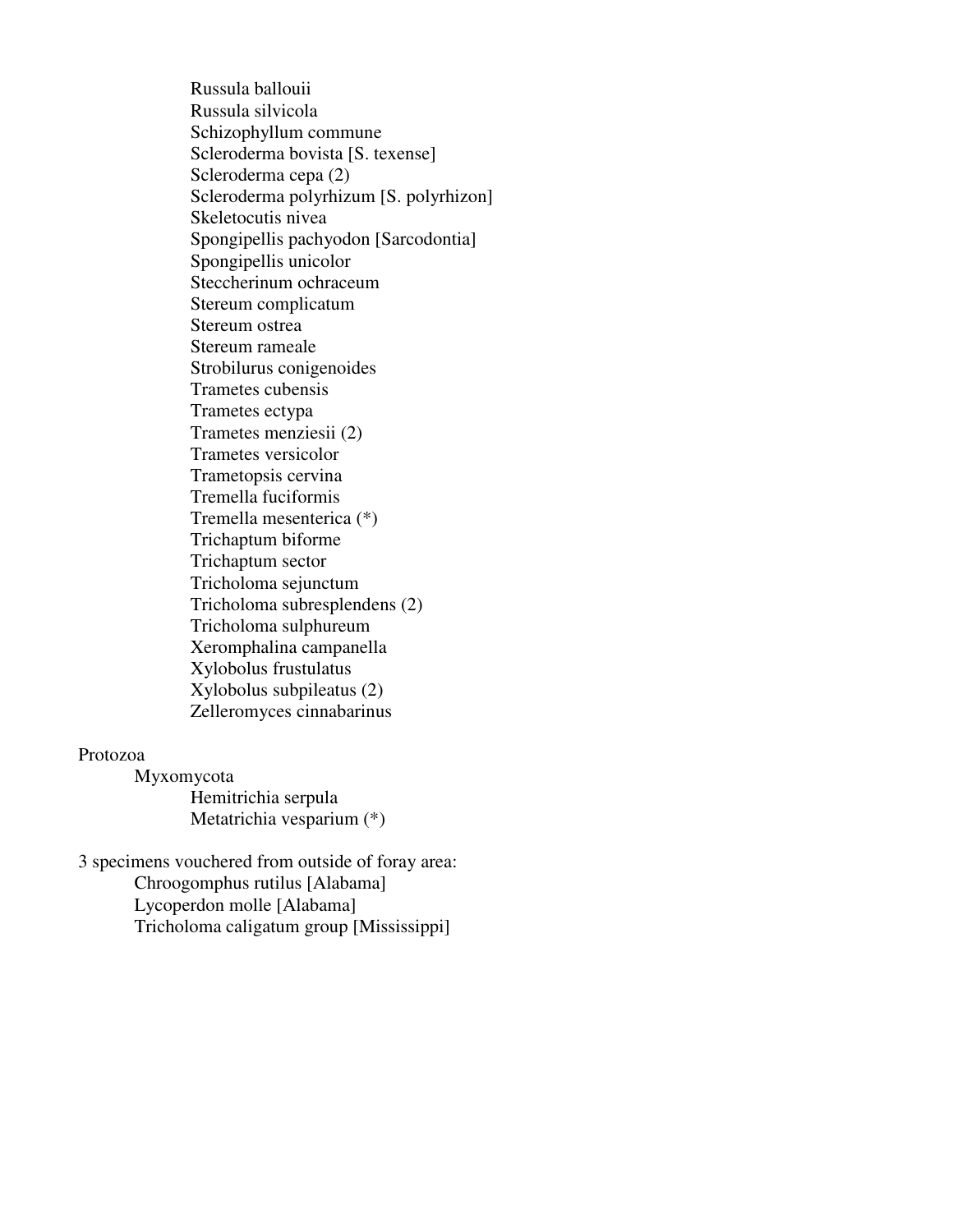Russula ballouii
Russula silvicola
Schizophyllum commune
Scleroderma bovista [S. texense]
Scleroderma cepa (2)
Scleroderma polyrhizum [S. polyrhizon]
Skeletocutis nivea
Spongipellis pachyodon [Sarcodontia]
Spongipellis unicolor
Steccherinum ochraceum
Stereum complicatum
Stereum ostrea
Stereum rameale
Strobilurus conigenoides
Trametes cubensis
Trametes ectypa
Trametes menziesii (2)
Trametes versicolor
Trametopsis cervina
Tremella fuciformis
Tremella mesenterica (*)
Trichaptum biforme
Trichaptum sector
Tricholoma sejunctum
Tricholoma subresplendens (2)
Tricholoma sulphureum
Xeromphalina campanella
Xylobolus frustulatus
Xylobolus subpileatus (2)
Zelleromyces cinnabarinus

Protozoa

Myxomycota

Hemitrichia serpula
Metatrichia vesparium (*)

3 specimens vouchered from outside of foray area:

Chroogomphus rutilus [Alabama]
Lycoperdon molle [Alabama]
Tricholoma caligatum group [Mississippi]